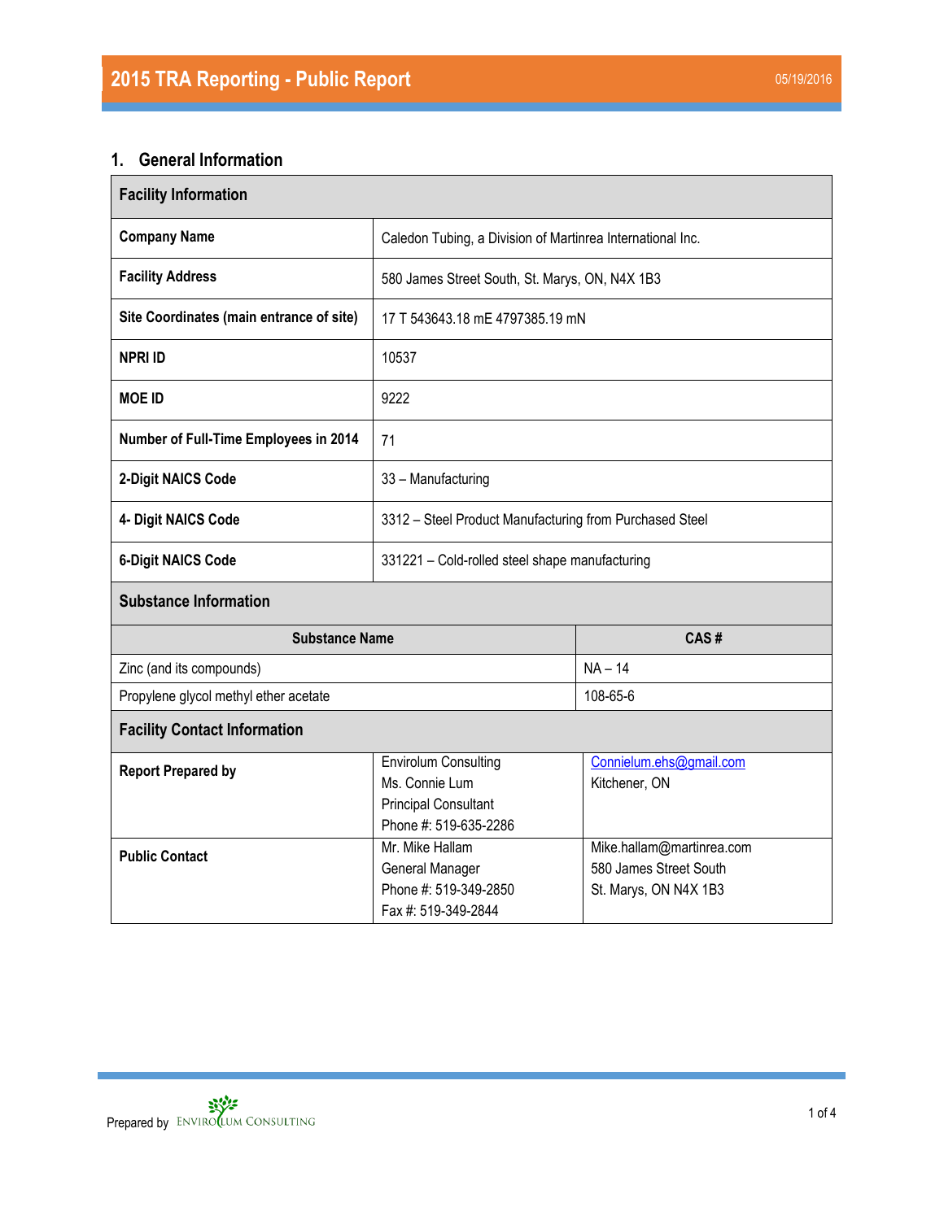# 2015 TRA Reporting - Public Report

05/19/2016

## 1. General Information

| Facility Information | |
|---|---|
| **Company Name** | Caledon Tubing, a Division of Martinrea International Inc. |
| **Facility Address** | 580 James Street South, St. Marys, ON, N4X 1B3 |
| **Site Coordinates (main entrance of site)** | 17 T 543643.18 mE 4797385.19 mN |
| **NPRI ID** | 10537 |
| **MOE ID** | 9222 |
| **Number of Full-Time Employees in 2014** | 71 |
| **2-Digit NAICS Code** | 33 – Manufacturing |
| **4- Digit NAICS Code** | 3312 – Steel Product Manufacturing from Purchased Steel |
| **6-Digit NAICS Code** | 331221 – Cold-rolled steel shape manufacturing |

| Substance Name | CAS # |
|---|---|
| Zinc (and its compounds) | NA – 14 |
| Propylene glycol methyl ether acetate | 108-65-6 |

| Facility Contact Information | | |
|---|---|---|
| **Report Prepared by** | Envirolum Consulting<br>Ms. Connie Lum<br>Principal Consultant<br>Phone #: 519-635-2286 | Connielum.ehs@gmail.com<br>Kitchener, ON |
| **Public Contact** | Mr. Mike Hallam<br>General Manager<br>Phone #: 519-349-2850<br>Fax #: 519-349-2844 | Mike.hallam@martinrea.com<br>580 James Street South<br>St. Marys, ON N4X 1B3 |

Prepared by ENVIROLUM CONSULTING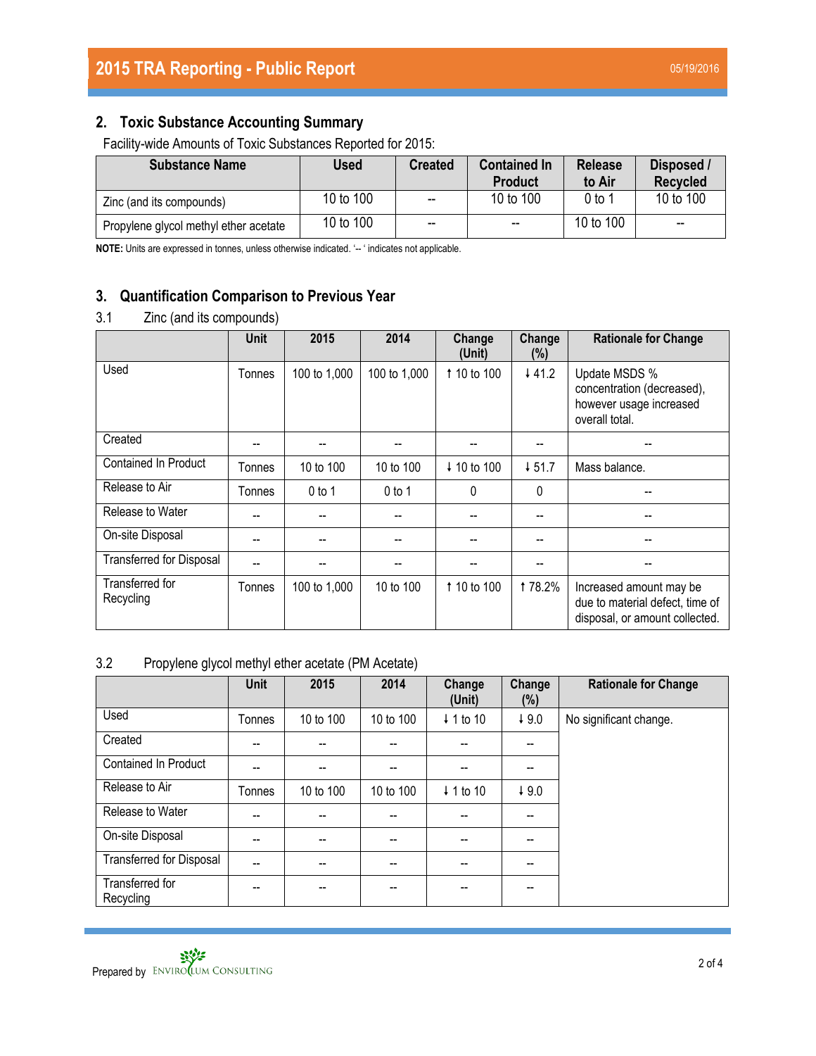## 2. Toxic Substance Accounting Summary

Facility-wide Amounts of Toxic Substances Reported for 2015:

| Substance Name | Used | Created | Contained In Product | Release to Air | Disposed / Recycled |
|---|---|---|---|---|---|
| Zinc (and its compounds) | 10 to 100 | -- | 10 to 100 | 0 to 1 | 10 to 100 |
| Propylene glycol methyl ether acetate | 10 to 100 | -- | -- | 10 to 100 | -- |

**NOTE:** Units are expressed in tonnes, unless otherwise indicated. '-- ' indicates not applicable.

## 3. Quantification Comparison to Previous Year

### 3.1 Zinc (and its compounds)

| | Unit | 2015 | 2014 | Change (Unit) | Change (%) | Rationale for Change |
|---|---|---|---|---|---|---|
| Used | Tonnes | 100 to 1,000 | 100 to 1,000 | ↑ 10 to 100 | ↓ 41.2 | Update MSDS % concentration (decreased), however usage increased overall total. |
| Created | -- | -- | -- | -- | -- | -- |
| Contained In Product | Tonnes | 10 to 100 | 10 to 100 | ↓ 10 to 100 | ↓ 51.7 | Mass balance. |
| Release to Air | Tonnes | 0 to 1 | 0 to 1 | 0 | 0 | -- |
| Release to Water | -- | -- | -- | -- | -- | -- |
| On-site Disposal | -- | -- | -- | -- | -- | -- |
| Transferred for Disposal | -- | -- | -- | -- | -- | -- |
| Transferred for Recycling | Tonnes | 100 to 1,000 | 10 to 100 | ↑ 10 to 100 | ↑ 78.2% | Increased amount may be due to material defect, time of disposal, or amount collected. |

### 3.2 Propylene glycol methyl ether acetate (PM Acetate)

| | Unit | 2015 | 2014 | Change (Unit) | Change (%) | Rationale for Change |
|---|---|---|---|---|---|---|
| Used | Tonnes | 10 to 100 | 10 to 100 | ↓ 1 to 10 | ↓ 9.0 | No significant change. |
| Created | -- | -- | -- | -- | -- | |
| Contained In Product | -- | -- | -- | -- | -- | |
| Release to Air | Tonnes | 10 to 100 | 10 to 100 | ↓ 1 to 10 | ↓ 9.0 | |
| Release to Water | -- | -- | -- | -- | -- | |
| On-site Disposal | -- | -- | -- | -- | -- | |
| Transferred for Disposal | -- | -- | -- | -- | -- | |
| Transferred for Recycling | -- | -- | -- | -- | -- | |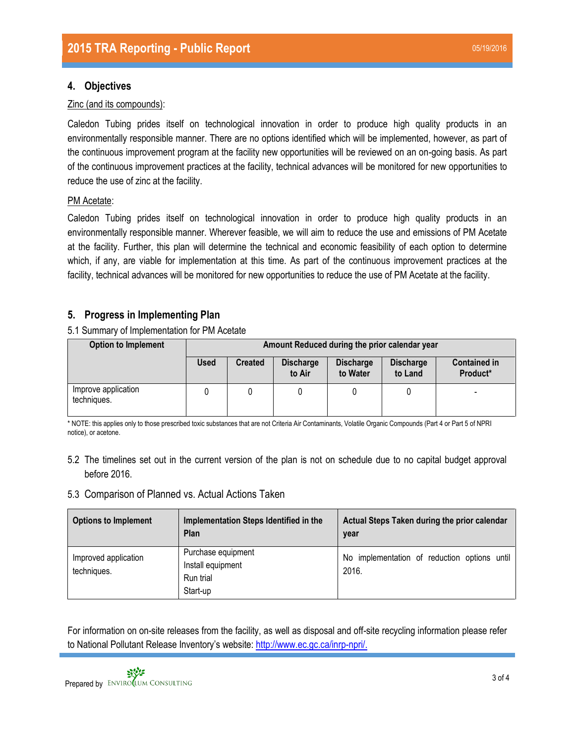## 4. Objectives

Zinc (and its compounds):

Caledon Tubing prides itself on technological innovation in order to produce high quality products in an environmentally responsible manner. There are no options identified which will be implemented, however, as part of the continuous improvement program at the facility new opportunities will be reviewed on an on-going basis. As part of the continuous improvement practices at the facility, technical advances will be monitored for new opportunities to reduce the use of zinc at the facility.

PM Acetate:

Caledon Tubing prides itself on technological innovation in order to produce high quality products in an environmentally responsible manner. Wherever feasible, we will aim to reduce the use and emissions of PM Acetate at the facility. Further, this plan will determine the technical and economic feasibility of each option to determine which, if any, are viable for implementation at this time. As part of the continuous improvement practices at the facility, technical advances will be monitored for new opportunities to reduce the use of PM Acetate at the facility.

## 5. Progress in Implementing Plan

5.1 Summary of Implementation for PM Acetate

| Option to Implement | Amount Reduced during the prior calendar year | | | | | |
|---|---|---|---|---|---|---|
| | Used | Created | Discharge to Air | Discharge to Water | Discharge to Land | Contained in Product* |
| Improve application techniques. | 0 | 0 | 0 | 0 | 0 | - |

* NOTE: this applies only to those prescribed toxic substances that are not Criteria Air Contaminants, Volatile Organic Compounds (Part 4 or Part 5 of NPRI notice), or acetone.

5.2 The timelines set out in the current version of the plan is not on schedule due to no capital budget approval before 2016.

5.3 Comparison of Planned vs. Actual Actions Taken

| Options to Implement | Implementation Steps Identified in the Plan | Actual Steps Taken during the prior calendar year |
|---|---|---|
| Improved application techniques. | Purchase equipment<br>Install equipment<br>Run trial<br>Start-up | No implementation of reduction options until 2016. |

For information on on-site releases from the facility, as well as disposal and off-site recycling information please refer to National Pollutant Release Inventory's website: http://www.ec.gc.ca/inrp-npri/.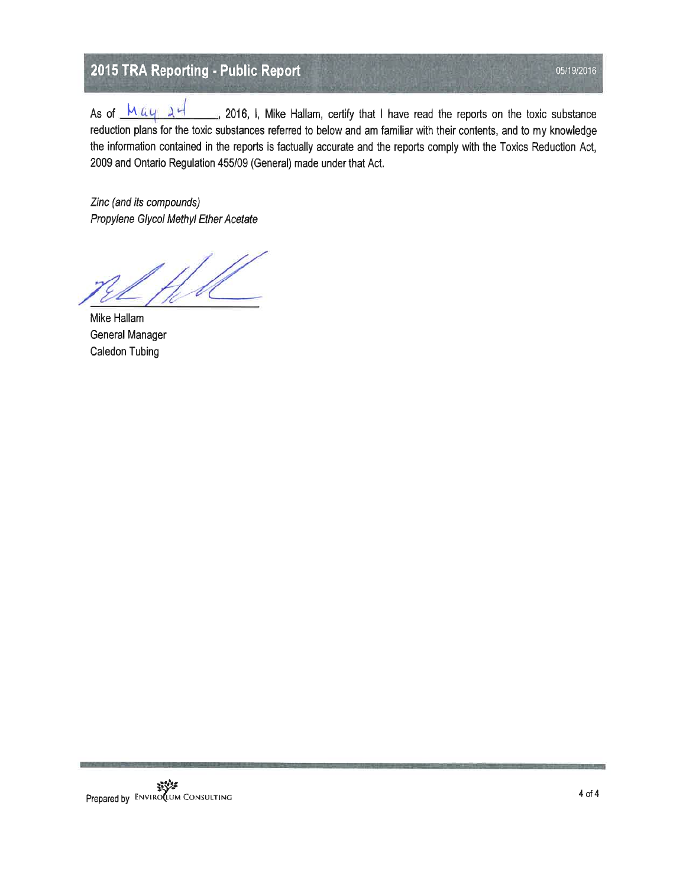## 2015 TRA Reporting - Public Report

05/19/2016

As of May 24, 2016, I, Mike Hallam, certify that I have read the reports on the toxic substance reduction plans for the toxic substances referred to below and am familiar with their contents, and to my knowledge the information contained in the reports is factually accurate and the reports comply with the Toxics Reduction Act, 2009 and Ontario Regulation 455/09 (General) made under that Act.

*Zinc (and its compounds)*
*Propylene Glycol Methyl Ether Acetate*

Mike Hallam
General Manager
Caledon Tubing

Prepared by ENVIROCLUM CONSULTING